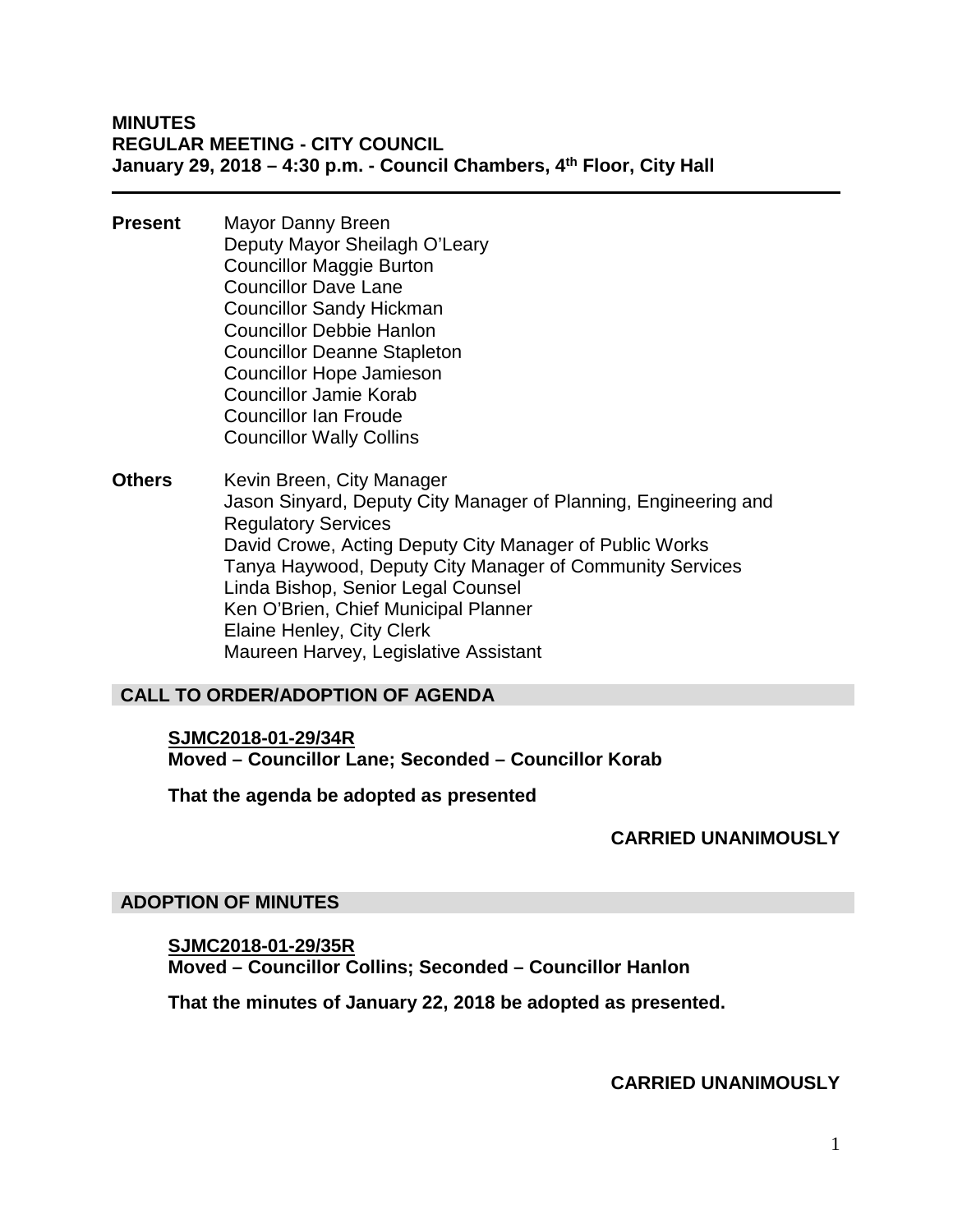**MINUTES**
**REGULAR MEETING - CITY COUNCIL**
**January 29, 2018 – 4:30 p.m. - Council Chambers, 4th Floor, City Hall**

---

**Present**

Mayor Danny Breen
Deputy Mayor Sheilagh O'Leary
Councillor Maggie Burton
Councillor Dave Lane
Councillor Sandy Hickman
Councillor Debbie Hanlon
Councillor Deanne Stapleton
Councillor Hope Jamieson
Councillor Jamie Korab
Councillor Ian Froude
Councillor Wally Collins

**Others**

Kevin Breen, City Manager
Jason Sinyard, Deputy City Manager of Planning, Engineering and Regulatory Services
David Crowe, Acting Deputy City Manager of Public Works
Tanya Haywood, Deputy City Manager of Community Services
Linda Bishop, Senior Legal Counsel
Ken O'Brien, Chief Municipal Planner
Elaine Henley, City Clerk
Maureen Harvey, Legislative Assistant

## CALL TO ORDER/ADOPTION OF AGENDA

**SJMC2018-01-29/34R**
**Moved – Councillor Lane; Seconded – Councillor Korab**

**That the agenda be adopted as presented**

**CARRIED UNANIMOUSLY**

## ADOPTION OF MINUTES

**SJMC2018-01-29/35R**
**Moved – Councillor Collins; Seconded – Councillor Hanlon**

**That the minutes of January 22, 2018 be adopted as presented.**

**CARRIED UNANIMOUSLY**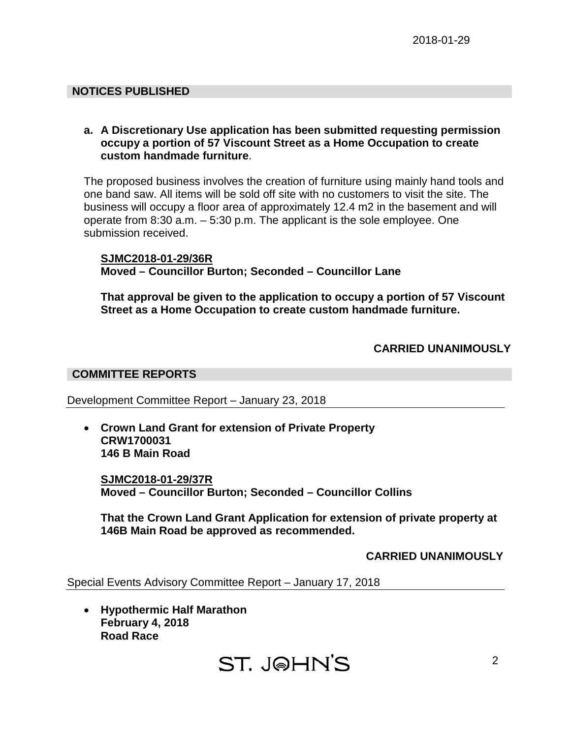## NOTICES PUBLISHED

**a. A Discretionary Use application has been submitted requesting permission occupy a portion of 57 Viscount Street as a Home Occupation to create custom handmade furniture**.

The proposed business involves the creation of furniture using mainly hand tools and one band saw. All items will be sold off site with no customers to visit the site. The business will occupy a floor area of approximately 12.4 m2 in the basement and will operate from 8:30 a.m. – 5:30 p.m. The applicant is the sole employee. One submission received.

**SJMC2018-01-29/36R**
**Moved – Councillor Burton; Seconded – Councillor Lane**

**That approval be given to the application to occupy a portion of 57 Viscount Street as a Home Occupation to create custom handmade furniture.**

**CARRIED UNANIMOUSLY**

## COMMITTEE REPORTS

Development Committee Report – January 23, 2018

- **Crown Land Grant for extension of Private Property**
  **CRW1700031**
  **146 B Main Road**

  **SJMC2018-01-29/37R**
  **Moved – Councillor Burton; Seconded – Councillor Collins**

  **That the Crown Land Grant Application for extension of private property at 146B Main Road be approved as recommended.**

  **CARRIED UNANIMOUSLY**

Special Events Advisory Committee Report – January 17, 2018

- **Hypothermic Half Marathon**
  **February 4, 2018**
  **Road Race**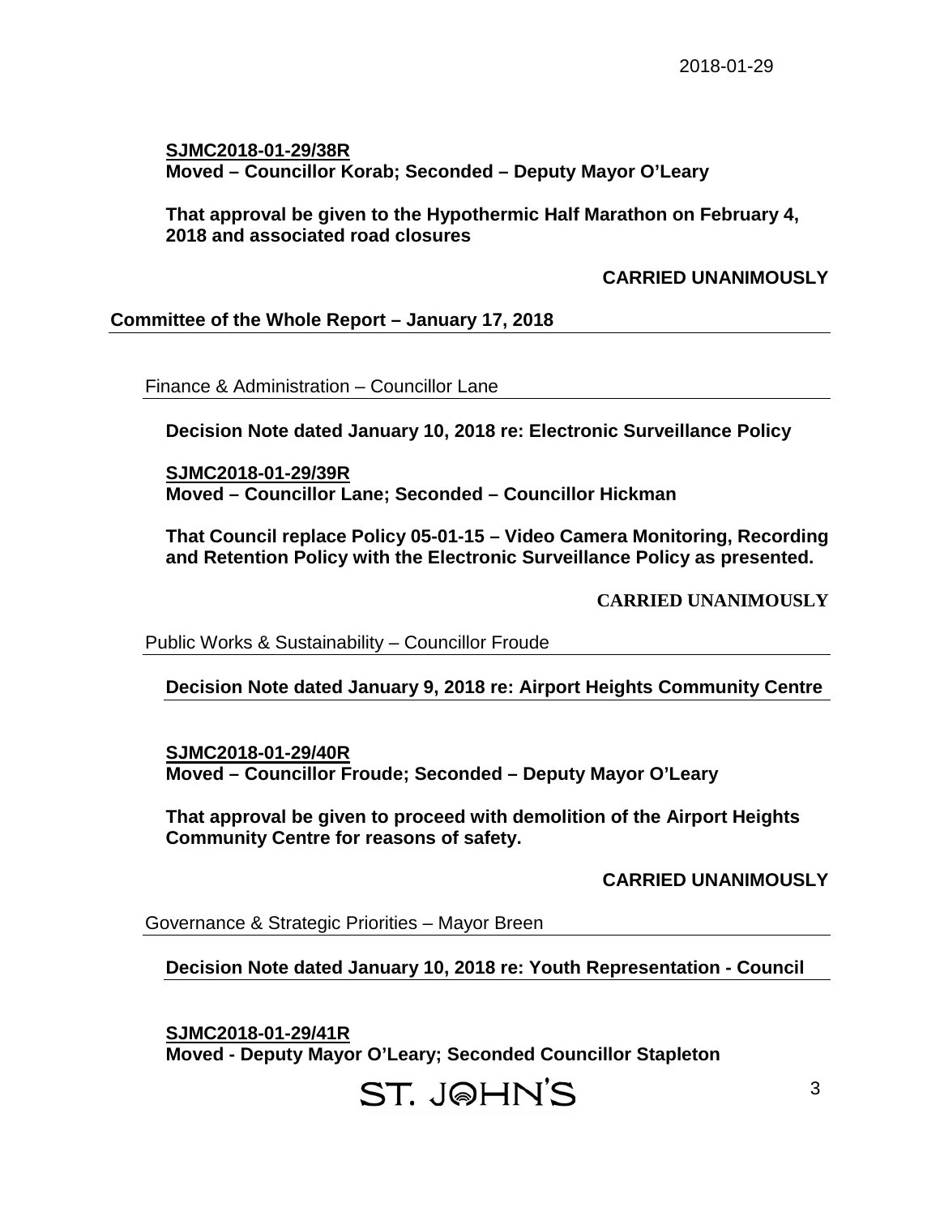**SJMC2018-01-29/38R**
**Moved – Councillor Korab; Seconded – Deputy Mayor O'Leary**

**That approval be given to the Hypothermic Half Marathon on February 4, 2018 and associated road closures**

**CARRIED UNANIMOUSLY**

## Committee of the Whole Report – January 17, 2018

### Finance & Administration – Councillor Lane

**Decision Note dated January 10, 2018 re: Electronic Surveillance Policy**

**SJMC2018-01-29/39R**
**Moved – Councillor Lane; Seconded – Councillor Hickman**

**That Council replace Policy 05-01-15 – Video Camera Monitoring, Recording and Retention Policy with the Electronic Surveillance Policy as presented.**

**CARRIED UNANIMOUSLY**

### Public Works & Sustainability – Councillor Froude

**Decision Note dated January 9, 2018 re: Airport Heights Community Centre**

**SJMC2018-01-29/40R**
**Moved – Councillor Froude; Seconded – Deputy Mayor O'Leary**

**That approval be given to proceed with demolition of the Airport Heights Community Centre for reasons of safety.**

**CARRIED UNANIMOUSLY**

### Governance & Strategic Priorities – Mayor Breen

**Decision Note dated January 10, 2018 re: Youth Representation - Council**

**SJMC2018-01-29/41R**
**Moved - Deputy Mayor O'Leary; Seconded Councillor Stapleton**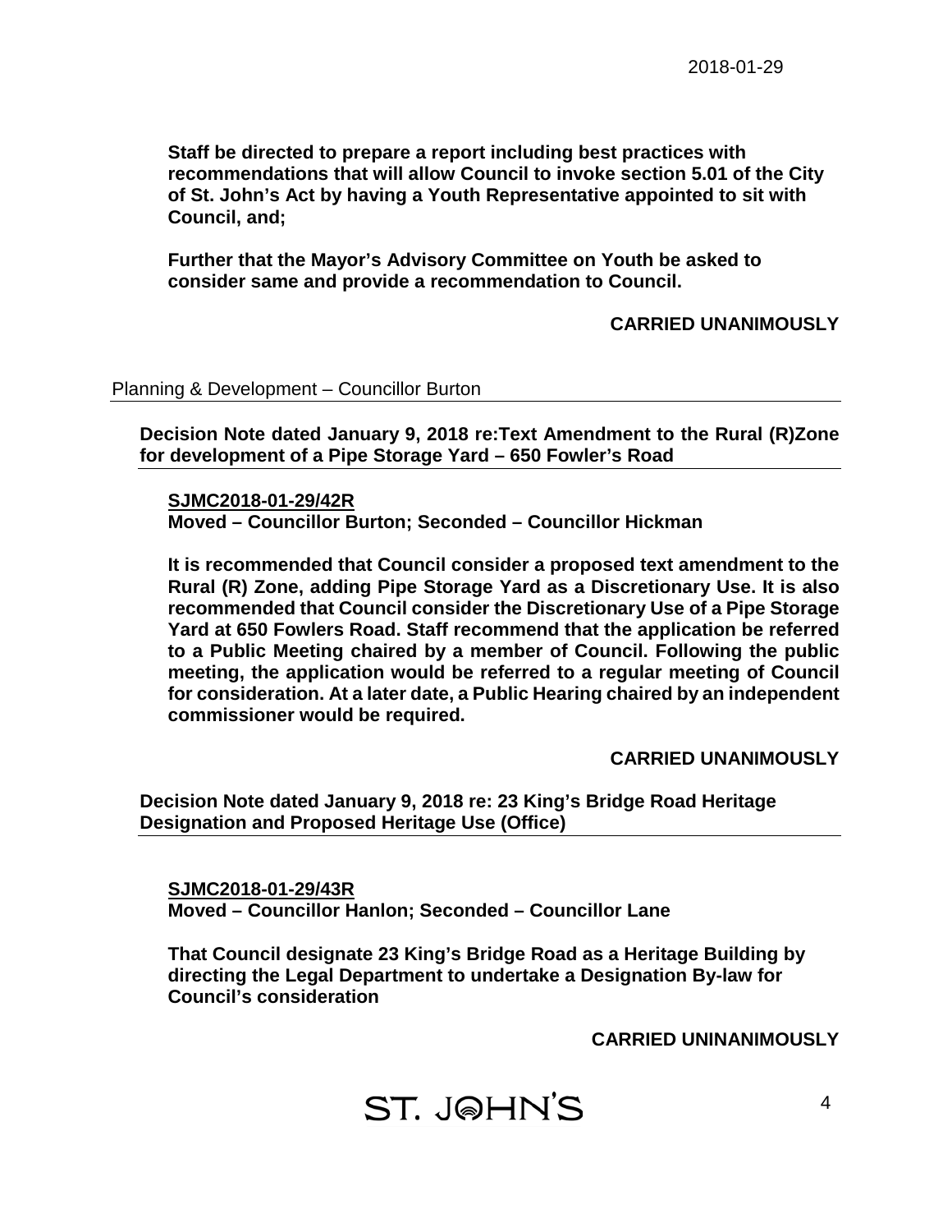**Staff be directed to prepare a report including best practices with recommendations that will allow Council to invoke section 5.01 of the City of St. John's Act by having a Youth Representative appointed to sit with Council, and;**

**Further that the Mayor's Advisory Committee on Youth be asked to consider same and provide a recommendation to Council.**

**CARRIED UNANIMOUSLY**

Planning & Development – Councillor Burton

**Decision Note dated January 9, 2018 re:Text Amendment to the Rural (R)Zone for development of a Pipe Storage Yard – 650 Fowler's Road**

**SJMC2018-01-29/42R**
**Moved – Councillor Burton; Seconded – Councillor Hickman**

**It is recommended that Council consider a proposed text amendment to the Rural (R) Zone, adding Pipe Storage Yard as a Discretionary Use. It is also recommended that Council consider the Discretionary Use of a Pipe Storage Yard at 650 Fowlers Road. Staff recommend that the application be referred to a Public Meeting chaired by a member of Council. Following the public meeting, the application would be referred to a regular meeting of Council for consideration. At a later date, a Public Hearing chaired by an independent commissioner would be required.**

**CARRIED UNANIMOUSLY**

**Decision Note dated January 9, 2018 re: 23 King's Bridge Road Heritage Designation and Proposed Heritage Use (Office)**

**SJMC2018-01-29/43R**
**Moved – Councillor Hanlon; Seconded – Councillor Lane**

**That Council designate 23 King's Bridge Road as a Heritage Building by directing the Legal Department to undertake a Designation By-law for Council's consideration**

**CARRIED UNINANIMOUSLY**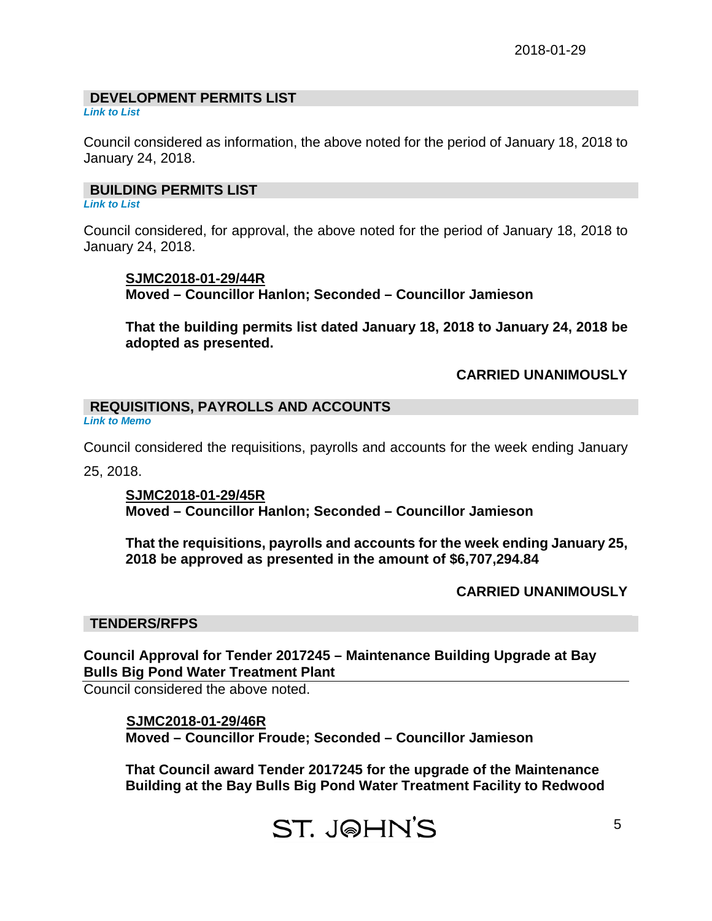## DEVELOPMENT PERMITS LIST

*Link to List*

Council considered as information, the above noted for the period of January 18, 2018 to January 24, 2018.

## BUILDING PERMITS LIST

*Link to List*

Council considered, for approval, the above noted for the period of January 18, 2018 to January 24, 2018.

**SJMC2018-01-29/44R**
**Moved – Councillor Hanlon; Seconded – Councillor Jamieson**

**That the building permits list dated January 18, 2018 to January 24, 2018 be adopted as presented.**

**CARRIED UNANIMOUSLY**

## REQUISITIONS, PAYROLLS AND ACCOUNTS

*Link to Memo*

Council considered the requisitions, payrolls and accounts for the week ending January 25, 2018.

**SJMC2018-01-29/45R**
**Moved – Councillor Hanlon; Seconded – Councillor Jamieson**

**That the requisitions, payrolls and accounts for the week ending January 25, 2018 be approved as presented in the amount of $6,707,294.84**

**CARRIED UNANIMOUSLY**

## TENDERS/RFPS

**Council Approval for Tender 2017245 – Maintenance Building Upgrade at Bay Bulls Big Pond Water Treatment Plant**

Council considered the above noted.

**SJMC2018-01-29/46R**
**Moved – Councillor Froude; Seconded – Councillor Jamieson**

**That Council award Tender 2017245 for the upgrade of the Maintenance Building at the Bay Bulls Big Pond Water Treatment Facility to Redwood**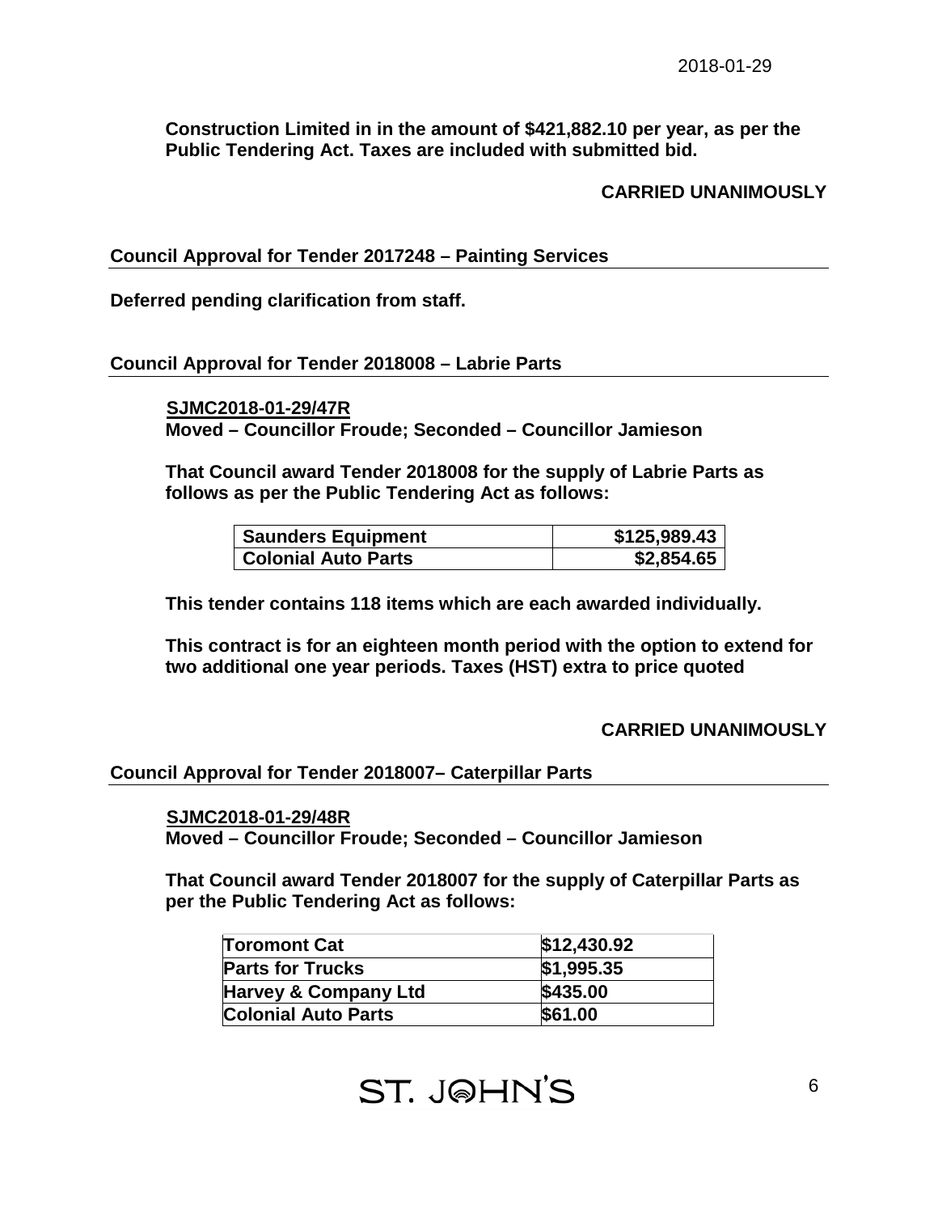**Construction Limited in in the amount of $421,882.10 per year, as per the Public Tendering Act. Taxes are included with submitted bid.**

**CARRIED UNANIMOUSLY**

## Council Approval for Tender 2017248 – Painting Services

**Deferred pending clarification from staff.**

## Council Approval for Tender 2018008 – Labrie Parts

**SJMC2018-01-29/47R**
**Moved – Councillor Froude; Seconded – Councillor Jamieson**

**That Council award Tender 2018008 for the supply of Labrie Parts as follows as per the Public Tendering Act as follows:**

| Saunders Equipment | $125,989.43 |
|---|---|
| Colonial Auto Parts | $2,854.65 |

**This tender contains 118 items which are each awarded individually.**

**This contract is for an eighteen month period with the option to extend for two additional one year periods. Taxes (HST) extra to price quoted**

**CARRIED UNANIMOUSLY**

## Council Approval for Tender 2018007– Caterpillar Parts

**SJMC2018-01-29/48R**
**Moved – Councillor Froude; Seconded – Councillor Jamieson**

**That Council award Tender 2018007 for the supply of Caterpillar Parts as per the Public Tendering Act as follows:**

| Toromont Cat | $12,430.92 |
|---|---|
| Parts for Trucks | $1,995.35 |
| Harvey & Company Ltd | $435.00 |
| Colonial Auto Parts | $61.00 |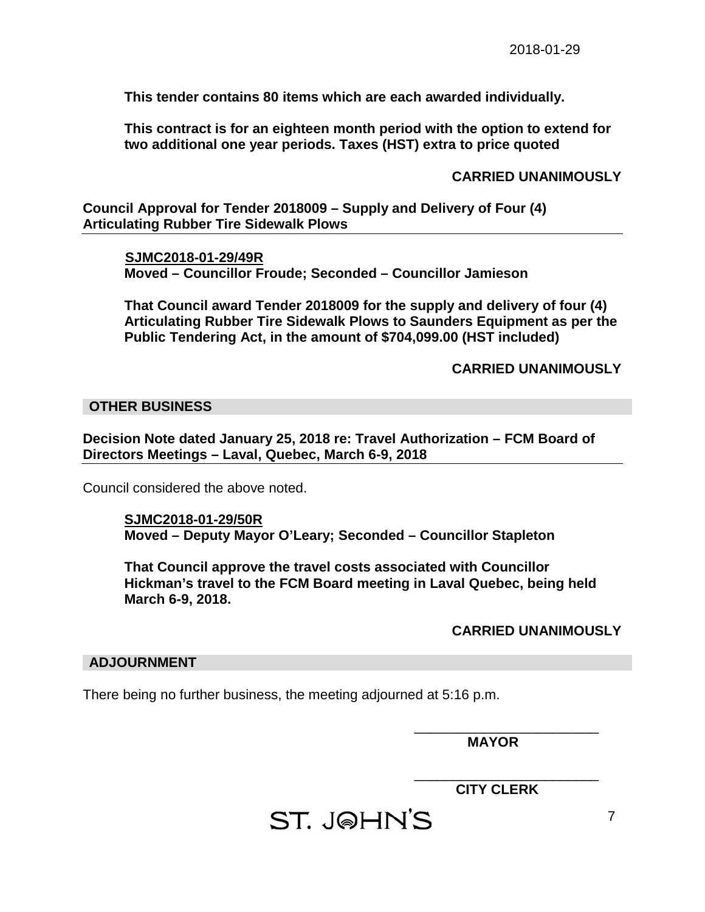**This tender contains 80 items which are each awarded individually.**

**This contract is for an eighteen month period with the option to extend for two additional one year periods. Taxes (HST) extra to price quoted**

**CARRIED UNANIMOUSLY**

**Council Approval for Tender 2018009 – Supply and Delivery of Four (4) Articulating Rubber Tire Sidewalk Plows**

**SJMC2018-01-29/49R**
**Moved – Councillor Froude; Seconded – Councillor Jamieson**

**That Council award Tender 2018009 for the supply and delivery of four (4) Articulating Rubber Tire Sidewalk Plows to Saunders Equipment as per the Public Tendering Act, in the amount of $704,099.00 (HST included)**

**CARRIED UNANIMOUSLY**

## OTHER BUSINESS

**Decision Note dated January 25, 2018 re: Travel Authorization – FCM Board of Directors Meetings – Laval, Quebec, March 6-9, 2018**

Council considered the above noted.

**SJMC2018-01-29/50R**
**Moved – Deputy Mayor O'Leary; Seconded – Councillor Stapleton**

**That Council approve the travel costs associated with Councillor Hickman's travel to the FCM Board meeting in Laval Quebec, being held March 6-9, 2018.**

**CARRIED UNANIMOUSLY**

## ADJOURNMENT

There being no further business, the meeting adjourned at 5:16 p.m.

\_\_\_\_\_\_\_\_\_\_\_\_\_\_\_\_\_\_\_\_\_\_\_\_
**MAYOR**

\_\_\_\_\_\_\_\_\_\_\_\_\_\_\_\_\_\_\_\_\_\_\_\_
**CITY CLERK**